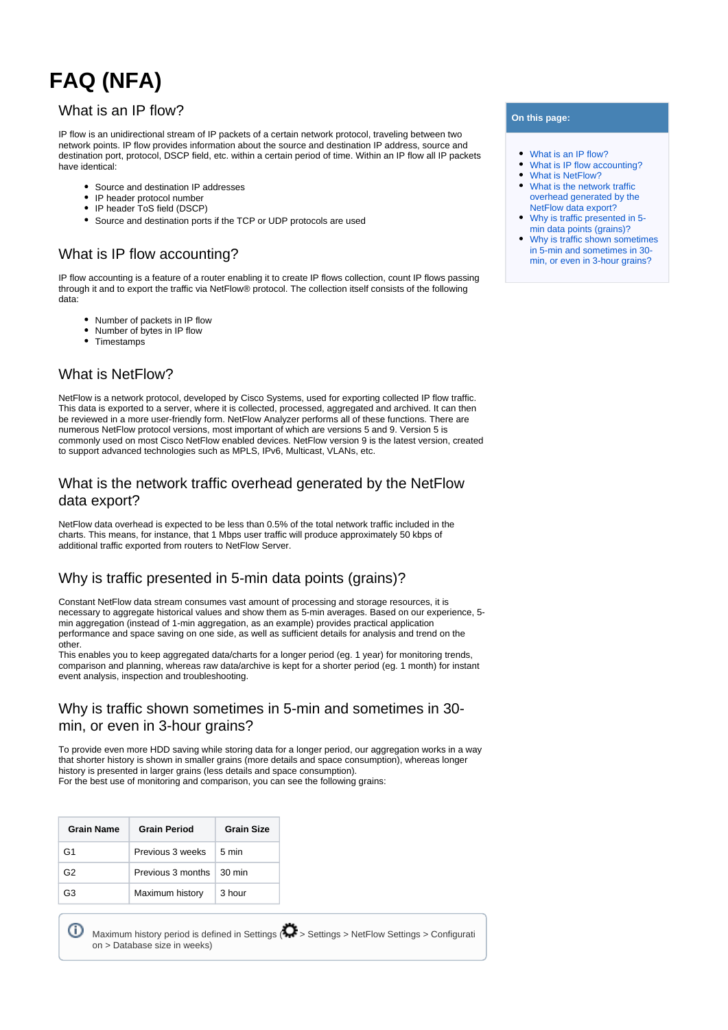# FAQ (NFA)

## What is an IP flow?

IP flow is an unidirectional stream of IP packets of a certain network protocol, traveling between two network points. IP flow provides information about the source and destination IP address, source and destination port, protocol, DSCP field, etc. within a certain period of time. Within an IP flow all IP packets have identical:

- Source and destination IP addresses
- IP header protocol number
- IP header ToS field (DSCP)
- Source and destination ports if the TCP or UDP protocols are used

## What is IP flow accounting?

IP flow accounting is a feature of a router enabling it to create IP flows collection, count IP flows passing through it and to export the traffic via NetFlow® protocol. The collection itself consists of the following data:

- Number of packets in IP flow
- Number of bytes in IP flow
- Timestamps

## What is NetFlow?

NetFlow is a network protocol, developed by Cisco Systems, used for exporting collected IP flow traffic. This data is exported to a server, where it is collected, processed, aggregated and archived. It can then be reviewed in a more user-friendly form. NetFlow Analyzer performs all of these functions. There are numerous NetFlow protocol versions, most important of which are versions 5 and 9. Version 5 is commonly used on most Cisco NetFlow enabled devices. NetFlow version 9 is the latest version, created to support advanced technologies such as MPLS, IPv6, Multicast, VLANs, etc.

## What is the network traffic overhead generated by the NetFlow data export?

NetFlow data overhead is expected to be less than 0.5% of the total network traffic included in the charts. This means, for instance, that 1 Mbps user traffic will produce approximately 50 kbps of additional traffic exported from routers to NetFlow Server.

## Why is traffic presented in 5-min data points (grains)?

Constant NetFlow data stream consumes vast amount of processing and storage resources, it is necessary to aggregate historical values and show them as 5-min averages. Based on our experience, 5-min aggregation (instead of 1-min aggregation, as an example) provides practical application performance and space saving on one side, as well as sufficient details for analysis and trend on the other.
This enables you to keep aggregated data/charts for a longer period (eg. 1 year) for monitoring trends, comparison and planning, whereas raw data/archive is kept for a shorter period (eg. 1 month) for instant event analysis, inspection and troubleshooting.

## Why is traffic shown sometimes in 5-min and sometimes in 30-min, or even in 3-hour grains?

To provide even more HDD saving while storing data for a longer period, our aggregation works in a way that shorter history is shown in smaller grains (more details and space consumption), whereas longer history is presented in larger grains (less details and space consumption).
For the best use of monitoring and comparison, you can see the following grains:

| Grain Name | Grain Period | Grain Size |
|---|---|---|
| G1 | Previous 3 weeks | 5 min |
| G2 | Previous 3 months | 30 min |
| G3 | Maximum history | 3 hour |

Maximum history period is defined in Settings ( > Settings > NetFlow Settings > Configuration > Database size in weeks)